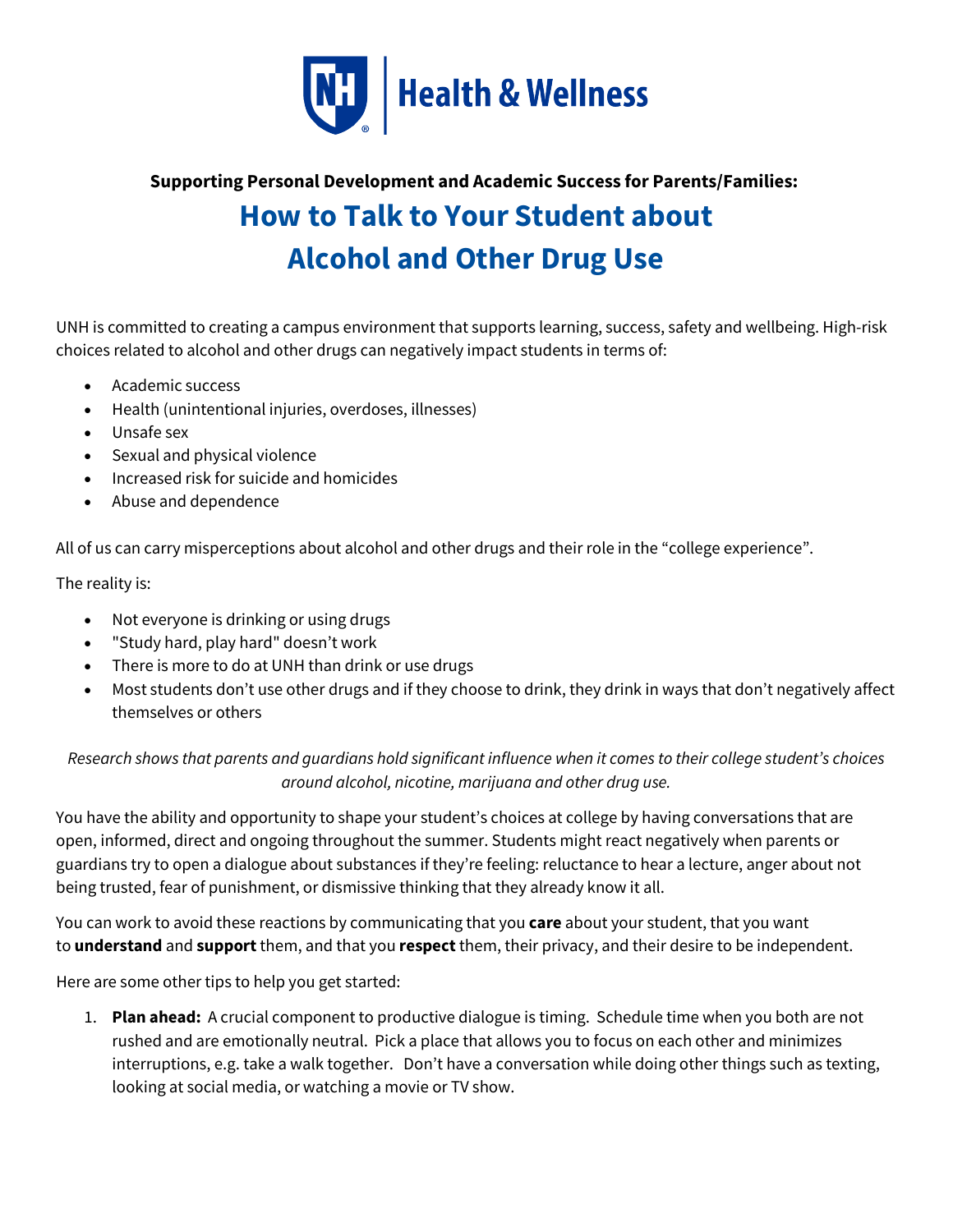Health & Wellness

**Supporting Personal Development and Academic Success for Parents/Families:**

# How to Talk to Your Student about Alcohol and Other Drug Use

UNH is committed to creating a campus environment that supports learning, success, safety and wellbeing. High-risk choices related to alcohol and other drugs can negatively impact students in terms of:

- Academic success
- Health (unintentional injuries, overdoses, illnesses)
- Unsafe sex
- Sexual and physical violence
- Increased risk for suicide and homicides
- Abuse and dependence

All of us can carry misperceptions about alcohol and other drugs and their role in the "college experience".

The reality is:

- Not everyone is drinking or using drugs
- "Study hard, play hard" doesn't work
- There is more to do at UNH than drink or use drugs
- Most students don't use other drugs and if they choose to drink, they drink in ways that don't negatively affect themselves or others

*Research shows that parents and guardians hold significant influence when it comes to their college student's choices around alcohol, nicotine, marijuana and other drug use.*

You have the ability and opportunity to shape your student's choices at college by having conversations that are open, informed, direct and ongoing throughout the summer. Students might react negatively when parents or guardians try to open a dialogue about substances if they're feeling: reluctance to hear a lecture, anger about not being trusted, fear of punishment, or dismissive thinking that they already know it all.

You can work to avoid these reactions by communicating that you **care** about your student, that you want to **understand** and **support** them, and that you **respect** them, their privacy, and their desire to be independent.

Here are some other tips to help you get started:

1. **Plan ahead:** A crucial component to productive dialogue is timing. Schedule time when you both are not rushed and are emotionally neutral. Pick a place that allows you to focus on each other and minimizes interruptions, e.g. take a walk together. Don't have a conversation while doing other things such as texting, looking at social media, or watching a movie or TV show.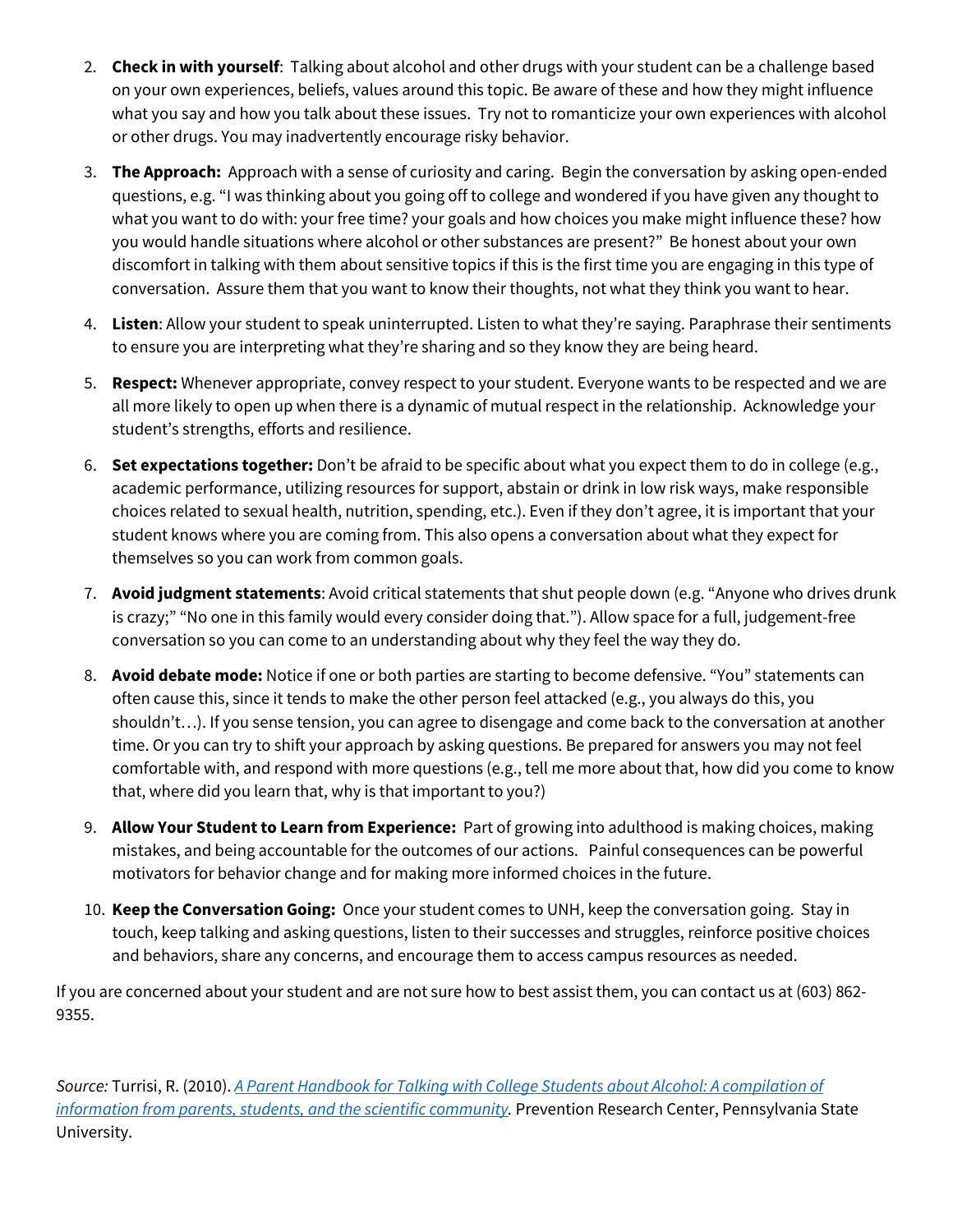2. **Check in with yourself**: Talking about alcohol and other drugs with your student can be a challenge based on your own experiences, beliefs, values around this topic. Be aware of these and how they might influence what you say and how you talk about these issues. Try not to romanticize your own experiences with alcohol or other drugs. You may inadvertently encourage risky behavior.

3. **The Approach:** Approach with a sense of curiosity and caring. Begin the conversation by asking open-ended questions, e.g. "I was thinking about you going off to college and wondered if you have given any thought to what you want to do with: your free time? your goals and how choices you make might influence these? how you would handle situations where alcohol or other substances are present?" Be honest about your own discomfort in talking with them about sensitive topics if this is the first time you are engaging in this type of conversation. Assure them that you want to know their thoughts, not what they think you want to hear.

4. **Listen**: Allow your student to speak uninterrupted. Listen to what they're saying. Paraphrase their sentiments to ensure you are interpreting what they're sharing and so they know they are being heard.

5. **Respect:** Whenever appropriate, convey respect to your student. Everyone wants to be respected and we are all more likely to open up when there is a dynamic of mutual respect in the relationship. Acknowledge your student's strengths, efforts and resilience.

6. **Set expectations together:** Don't be afraid to be specific about what you expect them to do in college (e.g., academic performance, utilizing resources for support, abstain or drink in low risk ways, make responsible choices related to sexual health, nutrition, spending, etc.). Even if they don't agree, it is important that your student knows where you are coming from. This also opens a conversation about what they expect for themselves so you can work from common goals.

7. **Avoid judgment statements**: Avoid critical statements that shut people down (e.g. "Anyone who drives drunk is crazy;" "No one in this family would every consider doing that."). Allow space for a full, judgement-free conversation so you can come to an understanding about why they feel the way they do.

8. **Avoid debate mode:** Notice if one or both parties are starting to become defensive. "You" statements can often cause this, since it tends to make the other person feel attacked (e.g., you always do this, you shouldn't…). If you sense tension, you can agree to disengage and come back to the conversation at another time. Or you can try to shift your approach by asking questions. Be prepared for answers you may not feel comfortable with, and respond with more questions (e.g., tell me more about that, how did you come to know that, where did you learn that, why is that important to you?)

9. **Allow Your Student to Learn from Experience:** Part of growing into adulthood is making choices, making mistakes, and being accountable for the outcomes of our actions. Painful consequences can be powerful motivators for behavior change and for making more informed choices in the future.

10. **Keep the Conversation Going:** Once your student comes to UNH, keep the conversation going. Stay in touch, keep talking and asking questions, listen to their successes and struggles, reinforce positive choices and behaviors, share any concerns, and encourage them to access campus resources as needed.

If you are concerned about your student and are not sure how to best assist them, you can contact us at (603) 862-9355.

*Source:* Turrisi, R. (2010). *A Parent Handbook for Talking with College Students about Alcohol: A compilation of information from parents, students, and the scientific community.* Prevention Research Center, Pennsylvania State University.